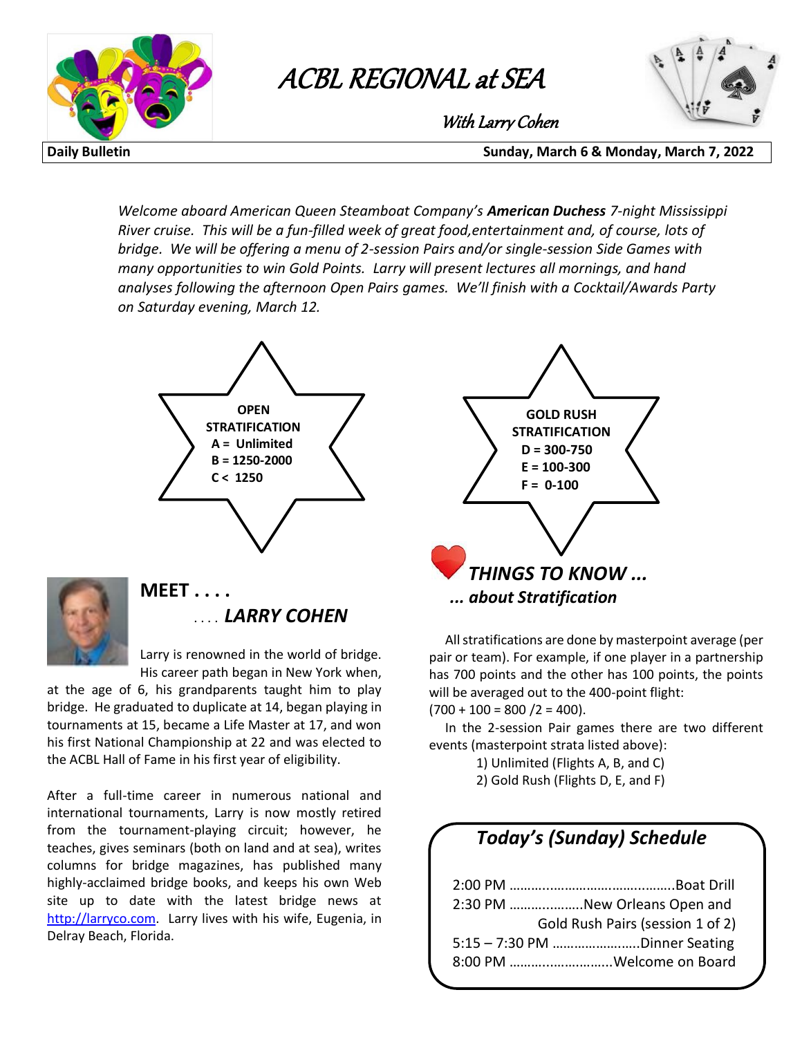# ACBL REGIONAL at SEA

*With Larry Cohen*

**Daily Bulletin** **Sunday, March 6 & Monday, March 7, 2022**

*Welcome aboard American Queen Steamboat Company's **American Duchess** 7-night Mississippi River cruise. This will be a fun-filled week of great food,entertainment and, of course, lots of bridge. We will be offering a menu of 2-session Pairs and/or single-session Side Games with many opportunities to win Gold Points. Larry will present lectures all mornings, and hand analyses following the afternoon Open Pairs games. We'll finish with a Cocktail/Awards Party on Saturday evening, March 12.*

**OPEN STRATIFICATION**
**A = Unlimited**
**B = 1250-2000**
**C < 1250**

**GOLD RUSH STRATIFICATION**
**D = 300-750**
**E = 100-300**
**F = 0-100**

## MEET . . . .
## . . . . *LARRY COHEN*

Larry is renowned in the world of bridge. His career path began in New York when, at the age of 6, his grandparents taught him to play bridge. He graduated to duplicate at 14, began playing in tournaments at 15, became a Life Master at 17, and won his first National Championship at 22 and was elected to the ACBL Hall of Fame in his first year of eligibility.

After a full-time career in numerous national and international tournaments, Larry is now mostly retired from the tournament-playing circuit; however, he teaches, gives seminars (both on land and at sea), writes columns for bridge magazines, has published many highly-acclaimed bridge books, and keeps his own Web site up to date with the latest bridge news at http://larryco.com. Larry lives with his wife, Eugenia, in Delray Beach, Florida.

## *THINGS TO KNOW ...*
## *... about Stratification*

All stratifications are done by masterpoint average (per pair or team). For example, if one player in a partnership has 700 points and the other has 100 points, the points will be averaged out to the 400-point flight: (700 + 100 = 800 /2 = 400).

In the 2-session Pair games there are two different events (masterpoint strata listed above):

1) Unlimited (Flights A, B, and C)
2) Gold Rush (Flights D, E, and F)

## *Today's (Sunday) Schedule*

2:00 PM ……………………………………Boat Drill
2:30 PM ………………New Orleans Open and Gold Rush Pairs (session 1 of 2)
5:15 – 7:30 PM …………………..Dinner Seating
8:00 PM ………………………..Welcome on Board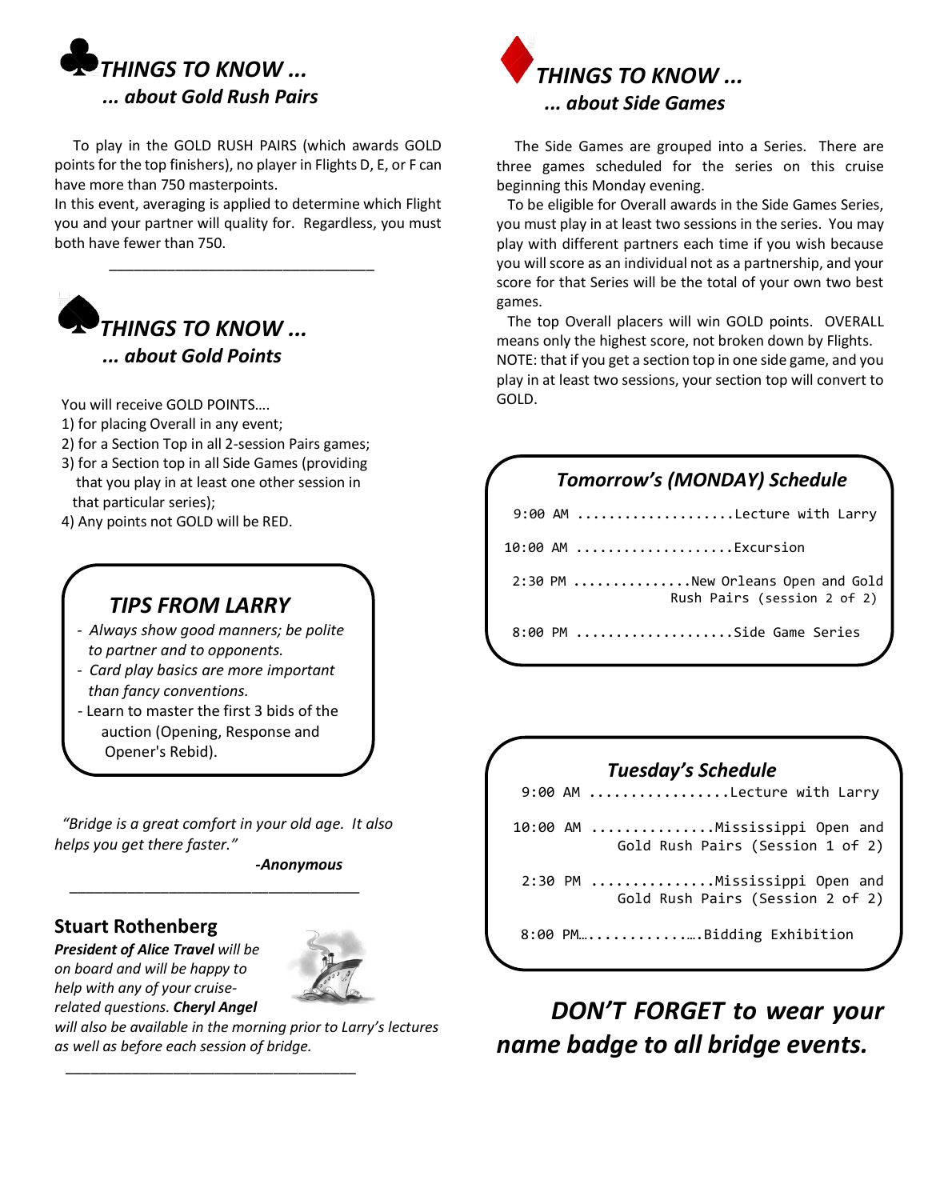## THINGS TO KNOW ...
### ... about Gold Rush Pairs

To play in the GOLD RUSH PAIRS (which awards GOLD points for the top finishers), no player in Flights D, E, or F can have more than 750 masterpoints.
In this event, averaging is applied to determine which Flight you and your partner will quality for. Regardless, you must both have fewer than 750.

---

## THINGS TO KNOW ...
### ... about Gold Points

You will receive GOLD POINTS….
1) for placing Overall in any event;
2) for a Section Top in all 2-session Pairs games;
3) for a Section top in all Side Games (providing that you play in at least one other session in that particular series);
4) Any points not GOLD will be RED.

## TIPS FROM LARRY

- *Always show good manners; be polite to partner and to opponents.*
- *Card play basics are more important than fancy conventions.*
- Learn to master the first 3 bids of the auction (Opening, Response and Opener's Rebid).

*"Bridge is a great comfort in your old age. It also helps you get there faster."*

***-Anonymous***

---

### Stuart Rothenberg

***President of Alice Travel** will be on board and will be happy to help with any of your cruise-related questions. **Cheryl Angel** will also be available in the morning prior to Larry's lectures as well as before each session of bridge.*

---

## THINGS TO KNOW ...
### ... about Side Games

The Side Games are grouped into a Series. There are three games scheduled for the series on this cruise beginning this Monday evening.
To be eligible for Overall awards in the Side Games Series, you must play in at least two sessions in the series. You may play with different partners each time if you wish because you will score as an individual not as a partnership, and your score for that Series will be the total of your own two best games.
The top Overall placers will win GOLD points. OVERALL means only the highest score, not broken down by Flights. NOTE: that if you get a section top in one side game, and you play in at least two sessions, your section top will convert to GOLD.

### *Tomorrow's (MONDAY) Schedule*

9:00 AM ....................Lecture with Larry

10:00 AM ....................Excursion

2:30 PM ...............New Orleans Open and Gold Rush Pairs (session 2 of 2)

8:00 PM ....................Side Game Series

### *Tuesday's Schedule*

9:00 AM .................Lecture with Larry

10:00 AM ...............Mississippi Open and Gold Rush Pairs (Session 1 of 2)

2:30 PM ...............Mississippi Open and Gold Rush Pairs (Session 2 of 2)

8:00 PM…..............….Bidding Exhibition

***DON'T FORGET to wear your name badge to all bridge events.***